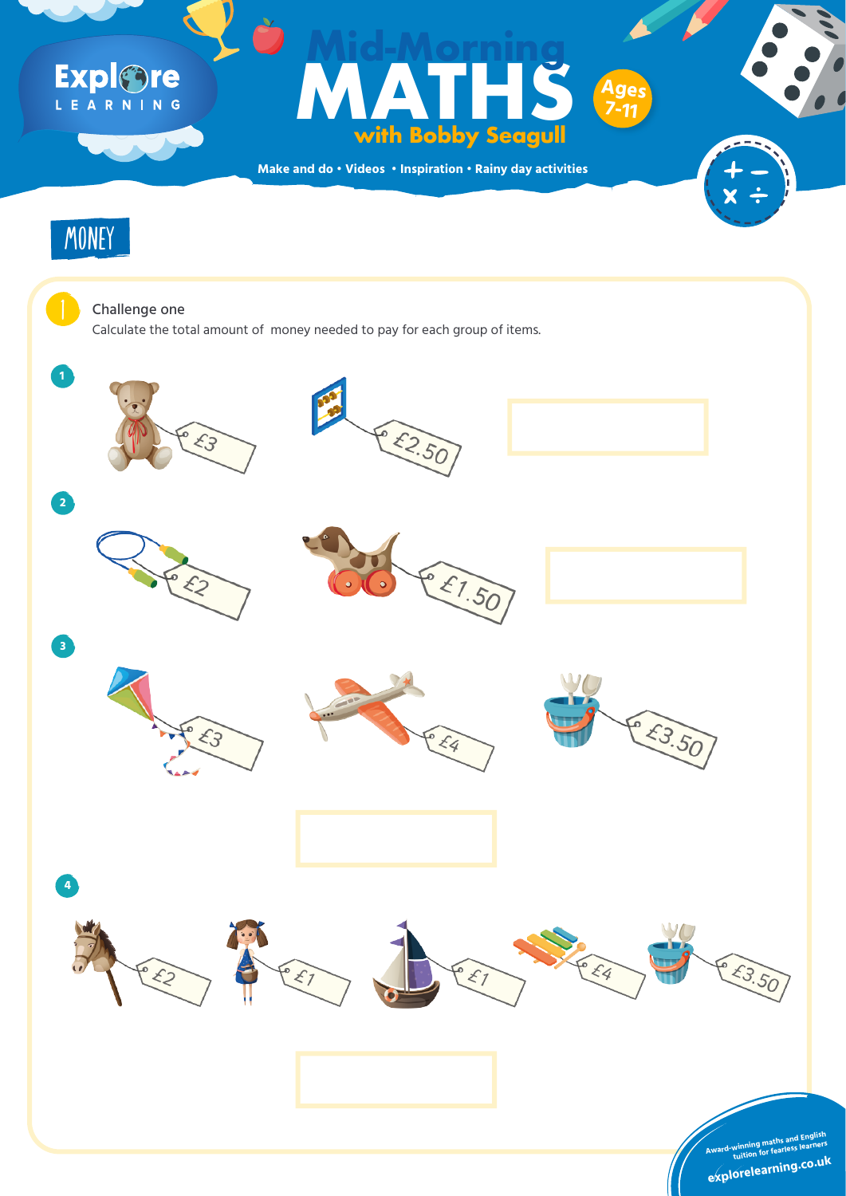# Mid-Morning MATHS with Bobby Seagull

Ages 7-11

Make and do • Videos • Inspiration • Rainy day activities

## MONEY

### 1 Challenge one

Calculate the total amount of money needed to pay for each group of items.

**1**

£3 £2.50

**2**

£2 £1.50

**3**

£3 £4 £3.50

**4**

£2 £1 £1 £4 £3.50

Award-winning maths and English tuition for fearless learners

explorelearning.co.uk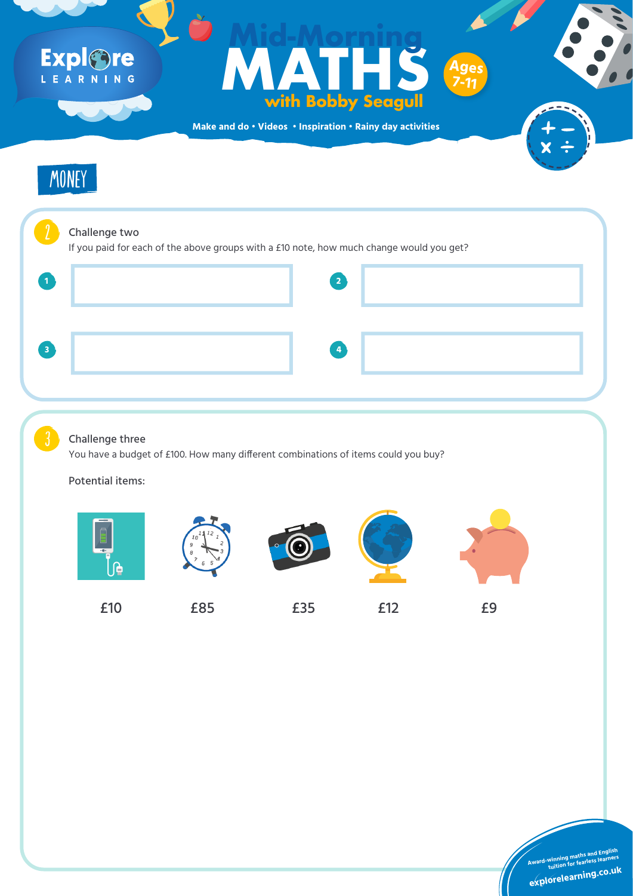# Mid-Morning MATHS with Bobby Seagull

Ages 7-11

Make and do • Videos • Inspiration • Rainy day activities

## MONEY

### 2 Challenge two

If you paid for each of the above groups with a £10 note, how much change would you get?

1

2

3

4

### 3 Challenge three

You have a budget of £100. How many different combinations of items could you buy?

Potential items:

£10

£85

£35

£12

£9

Award-winning maths and English tuition for fearless learners

explorelearning.co.uk